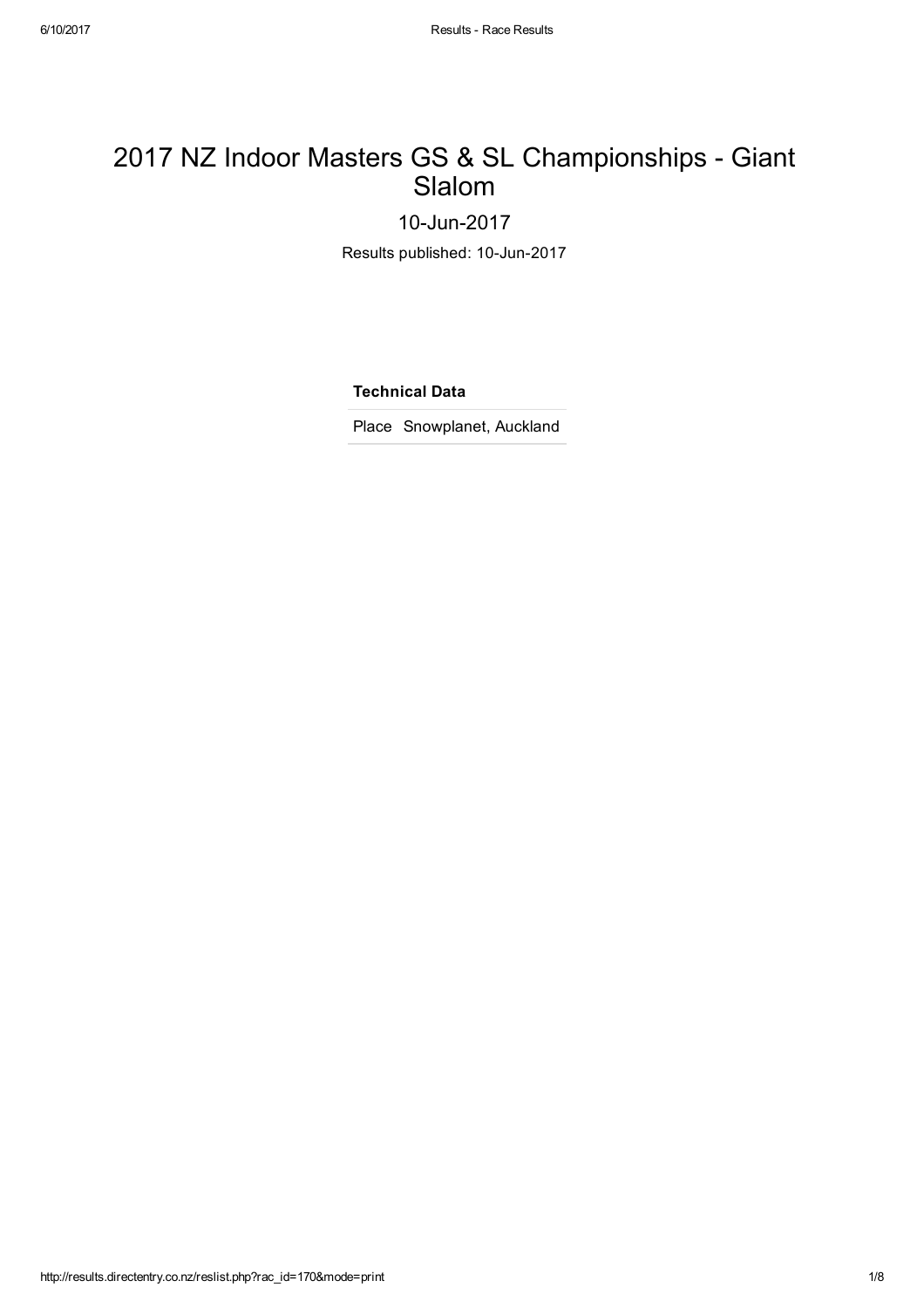# 2017 NZ Indoor Masters GS & SL Championships - Giant Slalom

10-Jun-2017

Results published: 10-Jun-2017

**Technical Data**

| | |
|---|---|
| Place | Snowplanet, Auckland |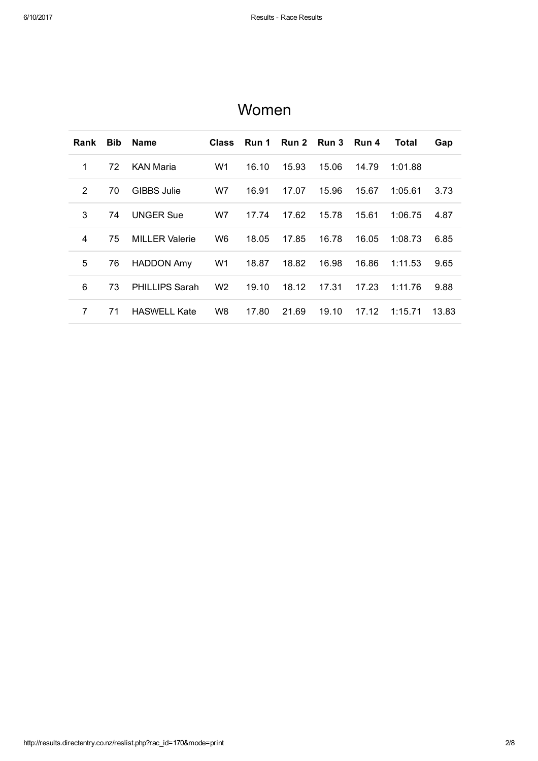# Women

| Rank | Bib | Name | Class | Run 1 | Run 2 | Run 3 | Run 4 | Total | Gap |
|---|---|---|---|---|---|---|---|---|---|
| 1 | 72 | KAN Maria | W1 | 16.10 | 15.93 | 15.06 | 14.79 | 1:01.88 | |
| 2 | 70 | GIBBS Julie | W7 | 16.91 | 17.07 | 15.96 | 15.67 | 1:05.61 | 3.73 |
| 3 | 74 | UNGER Sue | W7 | 17.74 | 17.62 | 15.78 | 15.61 | 1:06.75 | 4.87 |
| 4 | 75 | MILLER Valerie | W6 | 18.05 | 17.85 | 16.78 | 16.05 | 1:08.73 | 6.85 |
| 5 | 76 | HADDON Amy | W1 | 18.87 | 18.82 | 16.98 | 16.86 | 1:11.53 | 9.65 |
| 6 | 73 | PHILLIPS Sarah | W2 | 19.10 | 18.12 | 17.31 | 17.23 | 1:11.76 | 9.88 |
| 7 | 71 | HASWELL Kate | W8 | 17.80 | 21.69 | 19.10 | 17.12 | 1:15.71 | 13.83 |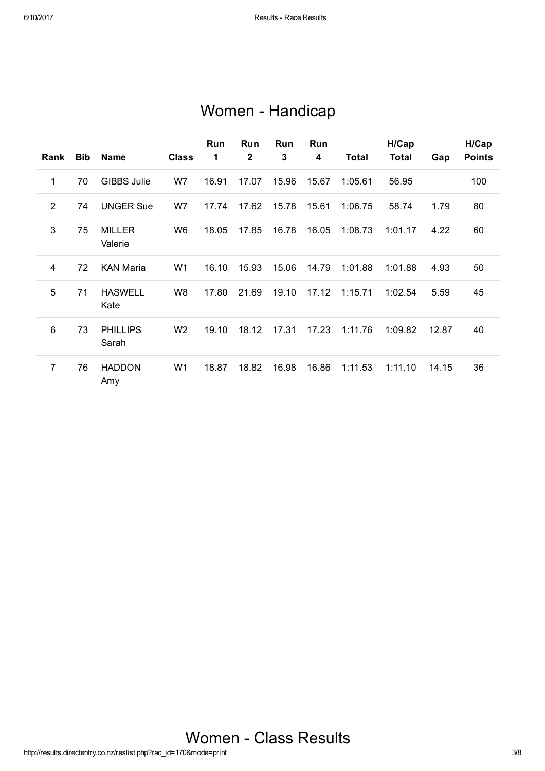# Women - Handicap

| Rank | Bib | Name | Class | Run 1 | Run 2 | Run 3 | Run 4 | Total | H/Cap Total | Gap | H/Cap Points |
|---|---|---|---|---|---|---|---|---|---|---|---|
| 1 | 70 | GIBBS Julie | W7 | 16.91 | 17.07 | 15.96 | 15.67 | 1:05.61 | 56.95 | | 100 |
| 2 | 74 | UNGER Sue | W7 | 17.74 | 17.62 | 15.78 | 15.61 | 1:06.75 | 58.74 | 1.79 | 80 |
| 3 | 75 | MILLER Valerie | W6 | 18.05 | 17.85 | 16.78 | 16.05 | 1:08.73 | 1:01.17 | 4.22 | 60 |
| 4 | 72 | KAN Maria | W1 | 16.10 | 15.93 | 15.06 | 14.79 | 1:01.88 | 1:01.88 | 4.93 | 50 |
| 5 | 71 | HASWELL Kate | W8 | 17.80 | 21.69 | 19.10 | 17.12 | 1:15.71 | 1:02.54 | 5.59 | 45 |
| 6 | 73 | PHILLIPS Sarah | W2 | 19.10 | 18.12 | 17.31 | 17.23 | 1:11.76 | 1:09.82 | 12.87 | 40 |
| 7 | 76 | HADDON Amy | W1 | 18.87 | 18.82 | 16.98 | 16.86 | 1:11.53 | 1:11.10 | 14.15 | 36 |

# Women - Class Results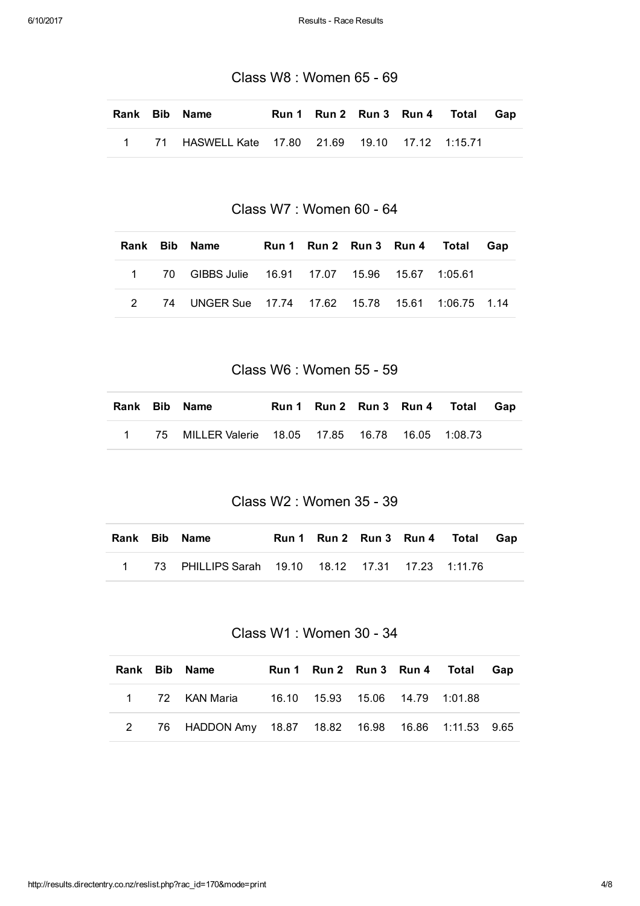## Class W8 : Women 65 - 69

| Rank | Bib | Name | Run 1 | Run 2 | Run 3 | Run 4 | Total | Gap |
|---|---|---|---|---|---|---|---|---|
| 1 | 71 | HASWELL Kate | 17.80 | 21.69 | 19.10 | 17.12 | 1:15.71 | |

## Class W7 : Women 60 - 64

| Rank | Bib | Name | Run 1 | Run 2 | Run 3 | Run 4 | Total | Gap |
|---|---|---|---|---|---|---|---|---|
| 1 | 70 | GIBBS Julie | 16.91 | 17.07 | 15.96 | 15.67 | 1:05.61 | |
| 2 | 74 | UNGER Sue | 17.74 | 17.62 | 15.78 | 15.61 | 1:06.75 | 1.14 |

## Class W6 : Women 55 - 59

| Rank | Bib | Name | Run 1 | Run 2 | Run 3 | Run 4 | Total | Gap |
|---|---|---|---|---|---|---|---|---|
| 1 | 75 | MILLER Valerie | 18.05 | 17.85 | 16.78 | 16.05 | 1:08.73 | |

## Class W2 : Women 35 - 39

| Rank | Bib | Name | Run 1 | Run 2 | Run 3 | Run 4 | Total | Gap |
|---|---|---|---|---|---|---|---|---|
| 1 | 73 | PHILLIPS Sarah | 19.10 | 18.12 | 17.31 | 17.23 | 1:11.76 | |

## Class W1 : Women 30 - 34

| Rank | Bib | Name | Run 1 | Run 2 | Run 3 | Run 4 | Total | Gap |
|---|---|---|---|---|---|---|---|---|
| 1 | 72 | KAN Maria | 16.10 | 15.93 | 15.06 | 14.79 | 1:01.88 | |
| 2 | 76 | HADDON Amy | 18.87 | 18.82 | 16.98 | 16.86 | 1:11.53 | 9.65 |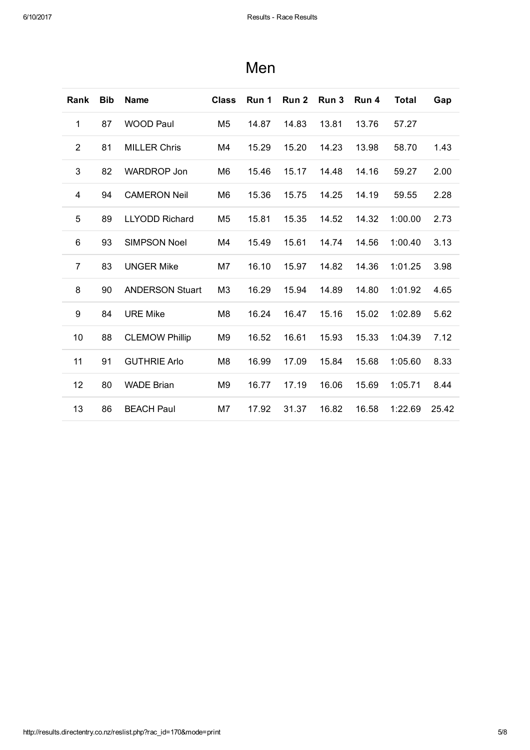# Men

| Rank | Bib | Name | Class | Run 1 | Run 2 | Run 3 | Run 4 | Total | Gap |
|---|---|---|---|---|---|---|---|---|---|
| 1 | 87 | WOOD Paul | M5 | 14.87 | 14.83 | 13.81 | 13.76 | 57.27 | |
| 2 | 81 | MILLER Chris | M4 | 15.29 | 15.20 | 14.23 | 13.98 | 58.70 | 1.43 |
| 3 | 82 | WARDROP Jon | M6 | 15.46 | 15.17 | 14.48 | 14.16 | 59.27 | 2.00 |
| 4 | 94 | CAMERON Neil | M6 | 15.36 | 15.75 | 14.25 | 14.19 | 59.55 | 2.28 |
| 5 | 89 | LLYODD Richard | M5 | 15.81 | 15.35 | 14.52 | 14.32 | 1:00.00 | 2.73 |
| 6 | 93 | SIMPSON Noel | M4 | 15.49 | 15.61 | 14.74 | 14.56 | 1:00.40 | 3.13 |
| 7 | 83 | UNGER Mike | M7 | 16.10 | 15.97 | 14.82 | 14.36 | 1:01.25 | 3.98 |
| 8 | 90 | ANDERSON Stuart | M3 | 16.29 | 15.94 | 14.89 | 14.80 | 1:01.92 | 4.65 |
| 9 | 84 | URE Mike | M8 | 16.24 | 16.47 | 15.16 | 15.02 | 1:02.89 | 5.62 |
| 10 | 88 | CLEMOW Phillip | M9 | 16.52 | 16.61 | 15.93 | 15.33 | 1:04.39 | 7.12 |
| 11 | 91 | GUTHRIE Arlo | M8 | 16.99 | 17.09 | 15.84 | 15.68 | 1:05.60 | 8.33 |
| 12 | 80 | WADE Brian | M9 | 16.77 | 17.19 | 16.06 | 15.69 | 1:05.71 | 8.44 |
| 13 | 86 | BEACH Paul | M7 | 17.92 | 31.37 | 16.82 | 16.58 | 1:22.69 | 25.42 |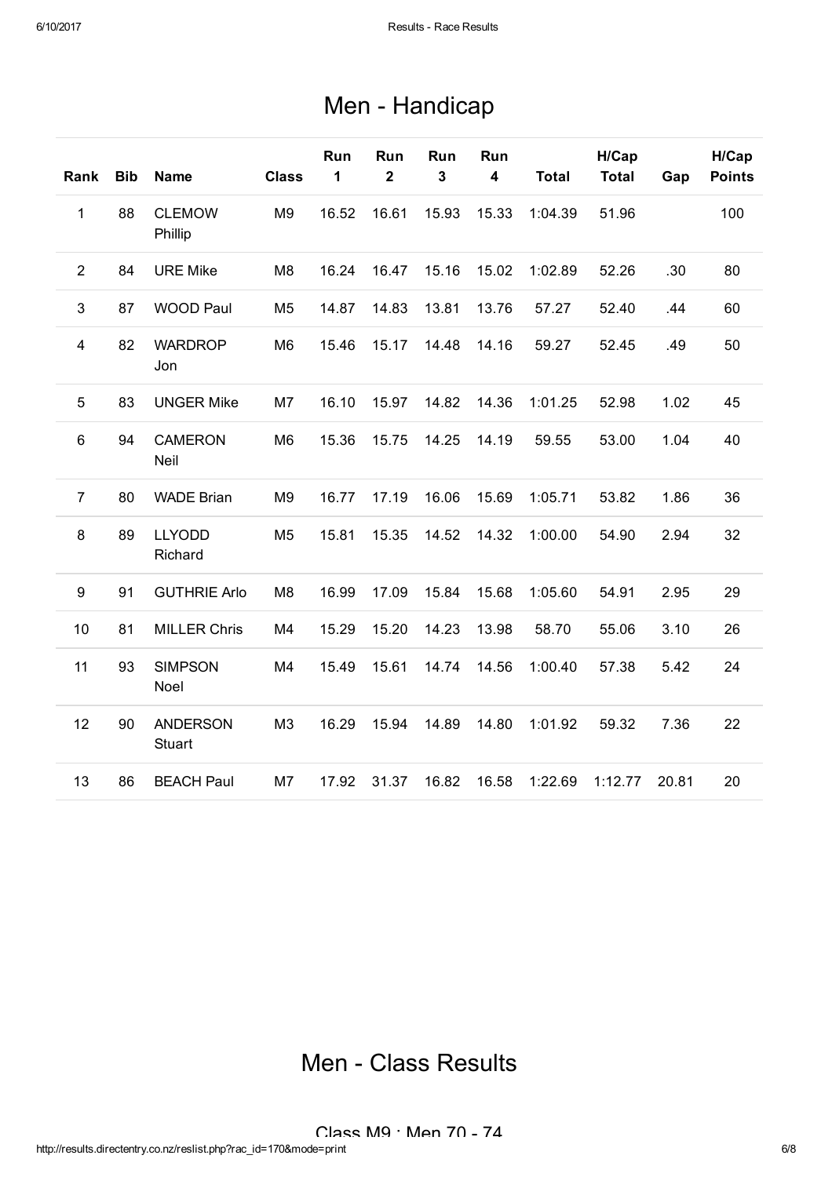# Men - Handicap

| Rank | Bib | Name | Class | Run 1 | Run 2 | Run 3 | Run 4 | Total | H/Cap Total | Gap | H/Cap Points |
|---|---|---|---|---|---|---|---|---|---|---|---|
| 1 | 88 | CLEMOW Phillip | M9 | 16.52 | 16.61 | 15.93 | 15.33 | 1:04.39 | 51.96 | | 100 |
| 2 | 84 | URE Mike | M8 | 16.24 | 16.47 | 15.16 | 15.02 | 1:02.89 | 52.26 | .30 | 80 |
| 3 | 87 | WOOD Paul | M5 | 14.87 | 14.83 | 13.81 | 13.76 | 57.27 | 52.40 | .44 | 60 |
| 4 | 82 | WARDROP Jon | M6 | 15.46 | 15.17 | 14.48 | 14.16 | 59.27 | 52.45 | .49 | 50 |
| 5 | 83 | UNGER Mike | M7 | 16.10 | 15.97 | 14.82 | 14.36 | 1:01.25 | 52.98 | 1.02 | 45 |
| 6 | 94 | CAMERON Neil | M6 | 15.36 | 15.75 | 14.25 | 14.19 | 59.55 | 53.00 | 1.04 | 40 |
| 7 | 80 | WADE Brian | M9 | 16.77 | 17.19 | 16.06 | 15.69 | 1:05.71 | 53.82 | 1.86 | 36 |
| 8 | 89 | LLYODD Richard | M5 | 15.81 | 15.35 | 14.52 | 14.32 | 1:00.00 | 54.90 | 2.94 | 32 |
| 9 | 91 | GUTHRIE Arlo | M8 | 16.99 | 17.09 | 15.84 | 15.68 | 1:05.60 | 54.91 | 2.95 | 29 |
| 10 | 81 | MILLER Chris | M4 | 15.29 | 15.20 | 14.23 | 13.98 | 58.70 | 55.06 | 3.10 | 26 |
| 11 | 93 | SIMPSON Noel | M4 | 15.49 | 15.61 | 14.74 | 14.56 | 1:00.40 | 57.38 | 5.42 | 24 |
| 12 | 90 | ANDERSON Stuart | M3 | 16.29 | 15.94 | 14.89 | 14.80 | 1:01.92 | 59.32 | 7.36 | 22 |
| 13 | 86 | BEACH Paul | M7 | 17.92 | 31.37 | 16.82 | 16.58 | 1:22.69 | 1:12.77 | 20.81 | 20 |

# Men - Class Results

## Class M9 : Men 70 - 74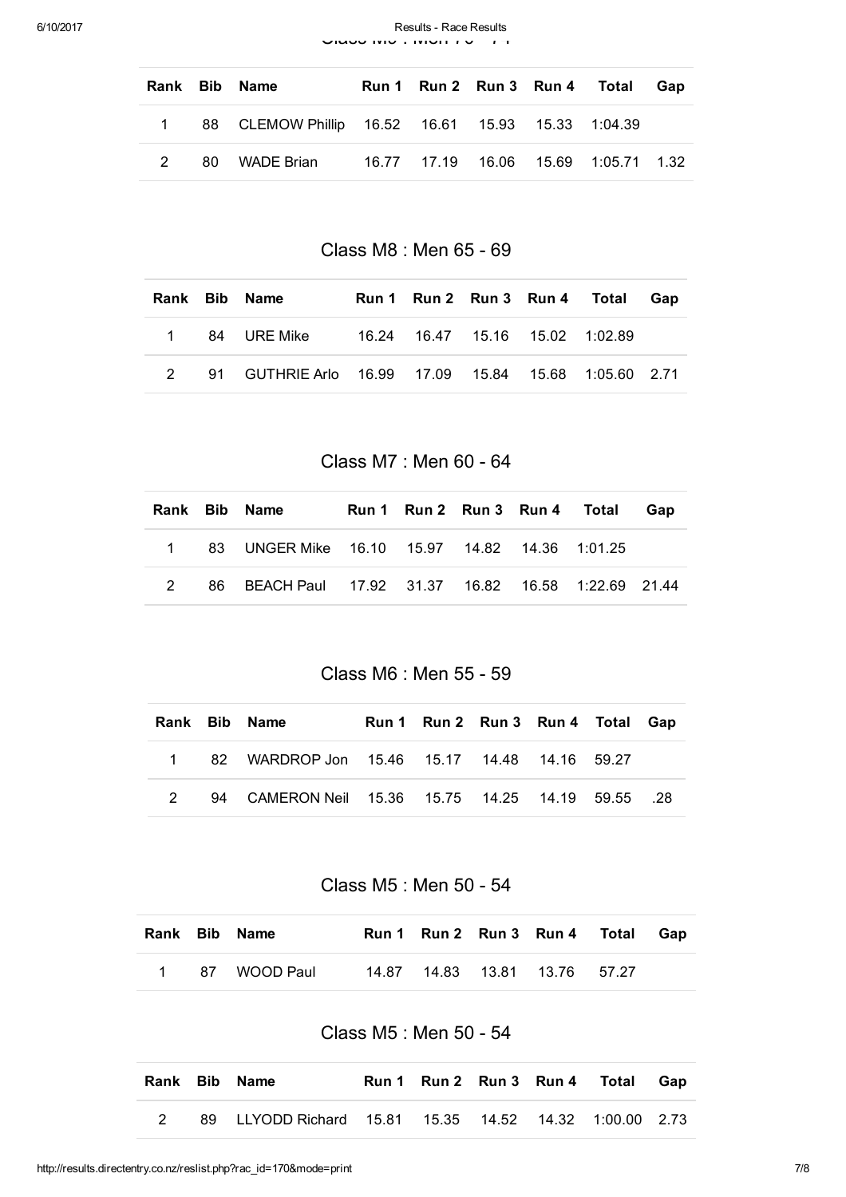Class M9 : Men 70 - 74

| Rank | Bib | Name | Run 1 | Run 2 | Run 3 | Run 4 | Total | Gap |
|---|---|---|---|---|---|---|---|---|
| 1 | 88 | CLEMOW Phillip | 16.52 | 16.61 | 15.93 | 15.33 | 1:04.39 | |
| 2 | 80 | WADE Brian | 16.77 | 17.19 | 16.06 | 15.69 | 1:05.71 | 1.32 |

## Class M8 : Men 65 - 69

| Rank | Bib | Name | Run 1 | Run 2 | Run 3 | Run 4 | Total | Gap |
|---|---|---|---|---|---|---|---|---|
| 1 | 84 | URE Mike | 16.24 | 16.47 | 15.16 | 15.02 | 1:02.89 | |
| 2 | 91 | GUTHRIE Arlo | 16.99 | 17.09 | 15.84 | 15.68 | 1:05.60 | 2.71 |

## Class M7 : Men 60 - 64

| Rank | Bib | Name | Run 1 | Run 2 | Run 3 | Run 4 | Total | Gap |
|---|---|---|---|---|---|---|---|---|
| 1 | 83 | UNGER Mike | 16.10 | 15.97 | 14.82 | 14.36 | 1:01.25 | |
| 2 | 86 | BEACH Paul | 17.92 | 31.37 | 16.82 | 16.58 | 1:22.69 | 21.44 |

## Class M6 : Men 55 - 59

| Rank | Bib | Name | Run 1 | Run 2 | Run 3 | Run 4 | Total | Gap |
|---|---|---|---|---|---|---|---|---|
| 1 | 82 | WARDROP Jon | 15.46 | 15.17 | 14.48 | 14.16 | 59.27 | |
| 2 | 94 | CAMERON Neil | 15.36 | 15.75 | 14.25 | 14.19 | 59.55 | .28 |

## Class M5 : Men 50 - 54

| Rank | Bib | Name | Run 1 | Run 2 | Run 3 | Run 4 | Total | Gap |
|---|---|---|---|---|---|---|---|---|
| 1 | 87 | WOOD Paul | 14.87 | 14.83 | 13.81 | 13.76 | 57.27 | |

## Class M5 : Men 50 - 54

| Rank | Bib | Name | Run 1 | Run 2 | Run 3 | Run 4 | Total | Gap |
|---|---|---|---|---|---|---|---|---|
| 2 | 89 | LLYODD Richard | 15.81 | 15.35 | 14.52 | 14.32 | 1:00.00 | 2.73 |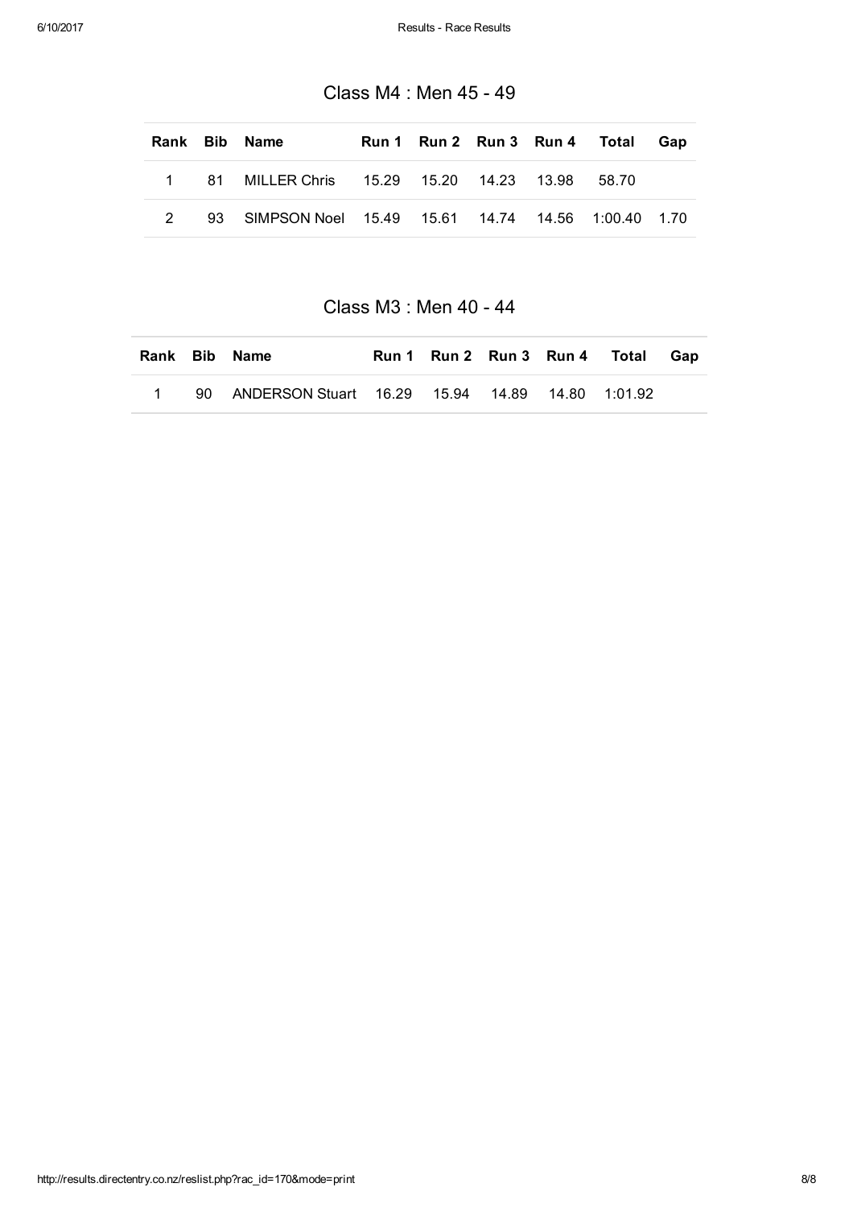## Class M4 : Men 45 - 49

| Rank | Bib | Name | Run 1 | Run 2 | Run 3 | Run 4 | Total | Gap |
|---|---|---|---|---|---|---|---|---|
| 1 | 81 | MILLER Chris | 15.29 | 15.20 | 14.23 | 13.98 | 58.70 | |
| 2 | 93 | SIMPSON Noel | 15.49 | 15.61 | 14.74 | 14.56 | 1:00.40 | 1.70 |

## Class M3 : Men 40 - 44

| Rank | Bib | Name | Run 1 | Run 2 | Run 3 | Run 4 | Total | Gap |
|---|---|---|---|---|---|---|---|---|
| 1 | 90 | ANDERSON Stuart | 16.29 | 15.94 | 14.89 | 14.80 | 1:01.92 | |